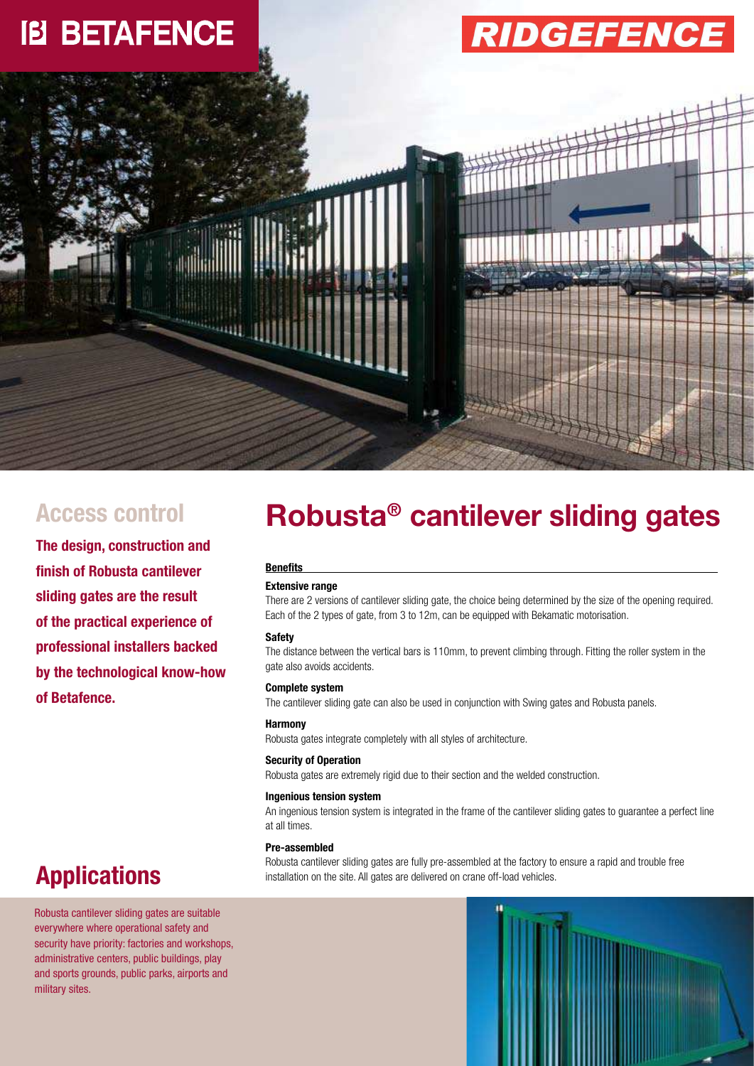BETAFENCE

RIDGEFENCE

## Access control

**The design, construction and finish of Robusta cantilever sliding gates are the result of the practical experience of professional installers backed by the technological know-how of Betafence.**

# Robusta® cantilever sliding gates

**Benefits**

**Extensive range**

There are 2 versions of cantilever sliding gate, the choice being determined by the size of the opening required. Each of the 2 types of gate, from 3 to 12m, can be equipped with Bekamatic motorisation.

**Safety**

The distance between the vertical bars is 110mm, to prevent climbing through. Fitting the roller system in the gate also avoids accidents.

**Complete system**

The cantilever sliding gate can also be used in conjunction with Swing gates and Robusta panels.

**Harmony**

Robusta gates integrate completely with all styles of architecture.

**Security of Operation**

Robusta gates are extremely rigid due to their section and the welded construction.

**Ingenious tension system**

An ingenious tension system is integrated in the frame of the cantilever sliding gates to guarantee a perfect line at all times.

**Pre-assembled**

Robusta cantilever sliding gates are fully pre-assembled at the factory to ensure a rapid and trouble free installation on the site. All gates are delivered on crane off-load vehicles.

## Applications

Robusta cantilever sliding gates are suitable everywhere where operational safety and security have priority: factories and workshops, administrative centers, public buildings, play and sports grounds, public parks, airports and military sites.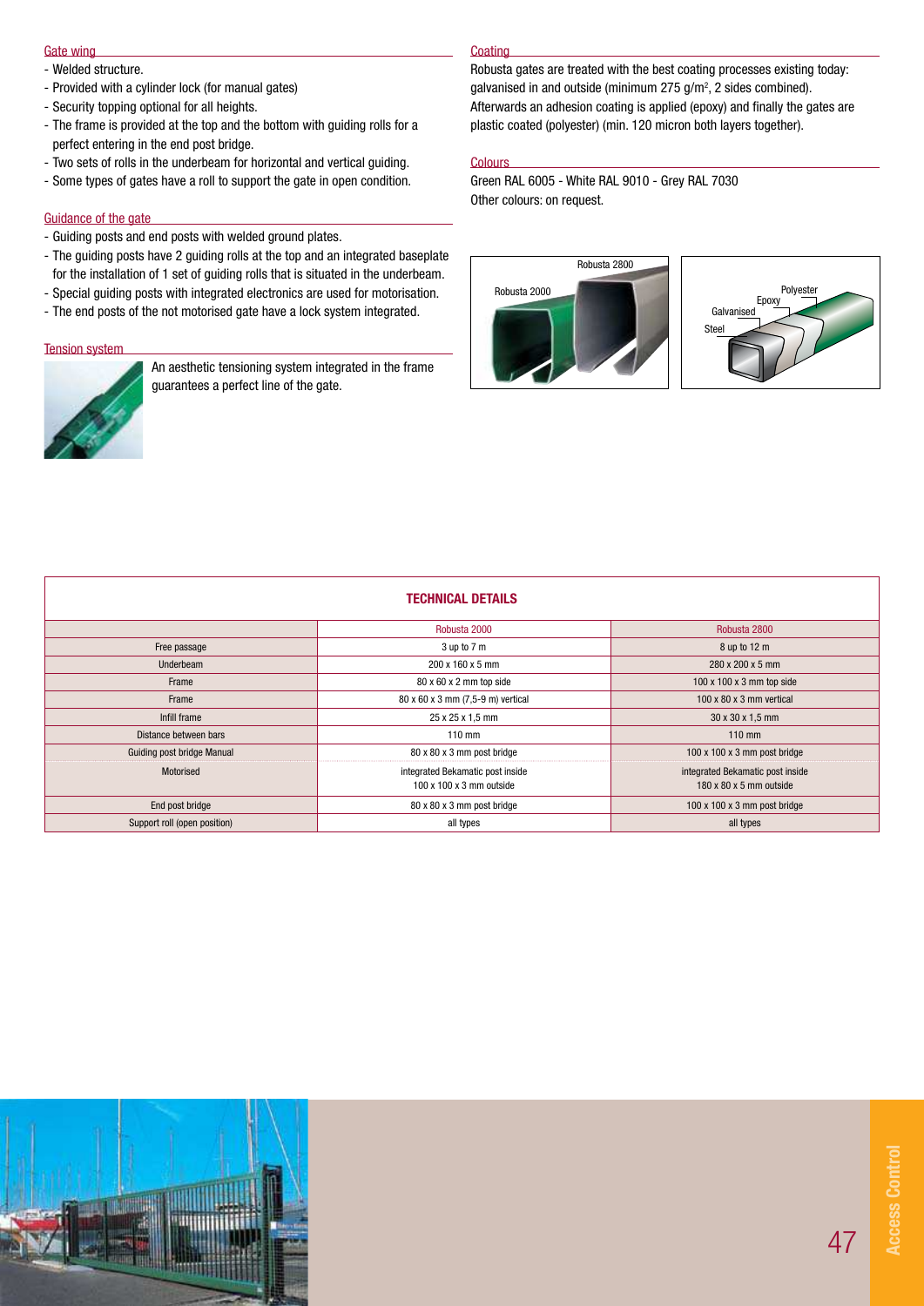## Gate wing

- Welded structure.
- Provided with a cylinder lock (for manual gates)
- Security topping optional for all heights.
- The frame is provided at the top and the bottom with guiding rolls for a perfect entering in the end post bridge.
- Two sets of rolls in the underbeam for horizontal and vertical guiding.
- Some types of gates have a roll to support the gate in open condition.

## Guidance of the gate

- Guiding posts and end posts with welded ground plates.
- The guiding posts have 2 guiding rolls at the top and an integrated baseplate for the installation of 1 set of guiding rolls that is situated in the underbeam.
- Special guiding posts with integrated electronics are used for motorisation.
- The end posts of the not motorised gate have a lock system integrated.

## Tension system

An aesthetic tensioning system integrated in the frame guarantees a perfect line of the gate.

## Coating

Robusta gates are treated with the best coating processes existing today: galvanised in and outside (minimum 275 g/m$^2$, 2 sides combined). Afterwards an adhesion coating is applied (epoxy) and finally the gates are plastic coated (polyester) (min. 120 micron both layers together).

## Colours

Green RAL 6005 - White RAL 9010 - Grey RAL 7030
Other colours: on request.

Robusta 2800
Robusta 2000

Polyester
Epoxy
Galvanised
Steel

## TECHNICAL DETAILS

| | Robusta 2000 | Robusta 2800 |
|---|---|---|
| Free passage | 3 up to 7 m | 8 up to 12 m |
| Underbeam | 200 x 160 x 5 mm | 280 x 200 x 5 mm |
| Frame | 80 x 60 x 2 mm top side | 100 x 100 x 3 mm top side |
| Frame | 80 x 60 x 3 mm (7,5-9 m) vertical | 100 x 80 x 3 mm vertical |
| Infill frame | 25 x 25 x 1,5 mm | 30 x 30 x 1,5 mm |
| Distance between bars | 110 mm | 110 mm |
| Guiding post bridge Manual | 80 x 80 x 3 mm post bridge | 100 x 100 x 3 mm post bridge |
| Motorised | integrated Bekamatic post inside 100 x 100 x 3 mm outside | integrated Bekamatic post inside 180 x 80 x 5 mm outside |
| End post bridge | 80 x 80 x 3 mm post bridge | 100 x 100 x 3 mm post bridge |
| Support roll (open position) | all types | all types |

Access Control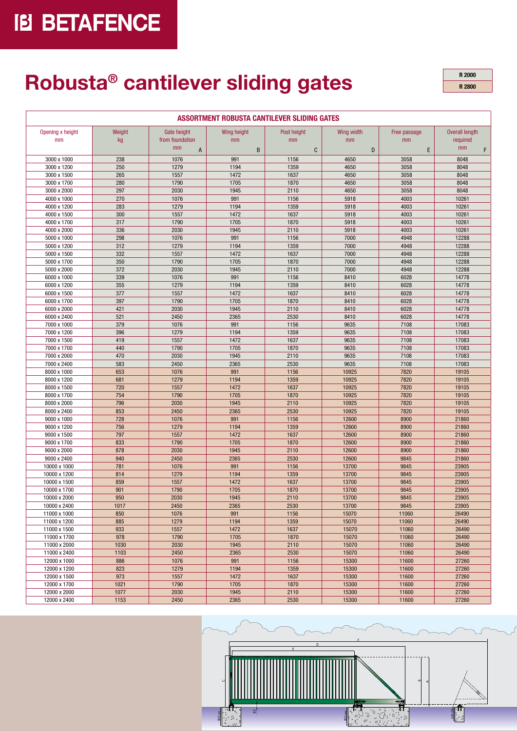# Robusta® cantilever sliding gates

| R 2000 |
|---|
| R 2800 |

**ASSORTMENT ROBUSTA CANTILEVER SLIDING GATES**

| Opening x height mm | Weight kg | Gate height from foundation mm A | Wing height mm B | Post height mm C | Wing width mm D | Free passage mm E | Overall length required mm F |
|---|---|---|---|---|---|---|---|
| 3000 x 1000 | 238 | 1076 | 991 | 1156 | 4650 | 3058 | 8048 |
| 3000 x 1200 | 250 | 1279 | 1194 | 1359 | 4650 | 3058 | 8048 |
| 3000 x 1500 | 265 | 1557 | 1472 | 1637 | 4650 | 3058 | 8048 |
| 3000 x 1700 | 280 | 1790 | 1705 | 1870 | 4650 | 3058 | 8048 |
| 3000 x 2000 | 297 | 2030 | 1945 | 2110 | 4650 | 3058 | 8048 |
| 4000 x 1000 | 270 | 1076 | 991 | 1156 | 5918 | 4003 | 10261 |
| 4000 x 1200 | 283 | 1279 | 1194 | 1359 | 5918 | 4003 | 10261 |
| 4000 x 1500 | 300 | 1557 | 1472 | 1637 | 5918 | 4003 | 10261 |
| 4000 x 1700 | 317 | 1790 | 1705 | 1870 | 5918 | 4003 | 10261 |
| 4000 x 2000 | 336 | 2030 | 1945 | 2110 | 5918 | 4003 | 10261 |
| 5000 x 1000 | 298 | 1076 | 991 | 1156 | 7000 | 4948 | 12288 |
| 5000 x 1200 | 312 | 1279 | 1194 | 1359 | 7000 | 4948 | 12288 |
| 5000 x 1500 | 332 | 1557 | 1472 | 1637 | 7000 | 4948 | 12288 |
| 5000 x 1700 | 350 | 1790 | 1705 | 1870 | 7000 | 4948 | 12288 |
| 5000 x 2000 | 372 | 2030 | 1945 | 2110 | 7000 | 4948 | 12288 |
| 6000 x 1000 | 339 | 1076 | 991 | 1156 | 8410 | 6028 | 14778 |
| 6000 x 1200 | 355 | 1279 | 1194 | 1359 | 8410 | 6028 | 14778 |
| 6000 x 1500 | 377 | 1557 | 1472 | 1637 | 8410 | 6028 | 14778 |
| 6000 x 1700 | 397 | 1790 | 1705 | 1870 | 8410 | 6028 | 14778 |
| 6000 x 2000 | 421 | 2030 | 1945 | 2110 | 8410 | 6028 | 14778 |
| 6000 x 2400 | 521 | 2450 | 2365 | 2530 | 8410 | 6028 | 14778 |
| 7000 x 1000 | 379 | 1076 | 991 | 1156 | 9635 | 7108 | 17083 |
| 7000 x 1200 | 396 | 1279 | 1194 | 1359 | 9635 | 7108 | 17083 |
| 7000 x 1500 | 419 | 1557 | 1472 | 1637 | 9635 | 7108 | 17083 |
| 7000 x 1700 | 440 | 1790 | 1705 | 1870 | 9635 | 7108 | 17083 |
| 7000 x 2000 | 470 | 2030 | 1945 | 2110 | 9635 | 7108 | 17083 |
| 7000 x 2400 | 583 | 2450 | 2365 | 2530 | 9635 | 7108 | 17083 |
| 8000 x 1000 | 653 | 1076 | 991 | 1156 | 10925 | 7820 | 19105 |
| 8000 x 1200 | 681 | 1279 | 1194 | 1359 | 10925 | 7820 | 19105 |
| 8000 x 1500 | 720 | 1557 | 1472 | 1637 | 10925 | 7820 | 19105 |
| 8000 x 1700 | 754 | 1790 | 1705 | 1870 | 10925 | 7820 | 19105 |
| 8000 x 2000 | 796 | 2030 | 1945 | 2110 | 10925 | 7820 | 19105 |
| 8000 x 2400 | 853 | 2450 | 2365 | 2530 | 10925 | 7820 | 19105 |
| 9000 x 1000 | 728 | 1076 | 991 | 1156 | 12600 | 8900 | 21860 |
| 9000 x 1200 | 756 | 1279 | 1194 | 1359 | 12600 | 8900 | 21860 |
| 9000 x 1500 | 797 | 1557 | 1472 | 1637 | 12600 | 8900 | 21860 |
| 9000 x 1700 | 833 | 1790 | 1705 | 1870 | 12600 | 8900 | 21860 |
| 9000 x 2000 | 878 | 2030 | 1945 | 2110 | 12600 | 8900 | 21860 |
| 9000 x 2400 | 940 | 2450 | 2365 | 2530 | 12600 | 9845 | 21860 |
| 10000 x 1000 | 781 | 1076 | 991 | 1156 | 13700 | 9845 | 23905 |
| 10000 x 1200 | 814 | 1279 | 1194 | 1359 | 13700 | 9845 | 23905 |
| 10000 x 1500 | 859 | 1557 | 1472 | 1637 | 13700 | 9845 | 23905 |
| 10000 x 1700 | 901 | 1790 | 1705 | 1870 | 13700 | 9845 | 23905 |
| 10000 x 2000 | 950 | 2030 | 1945 | 2110 | 13700 | 9845 | 23905 |
| 10000 x 2400 | 1017 | 2450 | 2365 | 2530 | 13700 | 9845 | 23905 |
| 11000 x 1000 | 850 | 1076 | 991 | 1156 | 15070 | 11060 | 26490 |
| 11000 x 1200 | 885 | 1279 | 1194 | 1359 | 15070 | 11060 | 26490 |
| 11000 x 1500 | 933 | 1557 | 1472 | 1637 | 15070 | 11060 | 26490 |
| 11000 x 1700 | 978 | 1790 | 1705 | 1870 | 15070 | 11060 | 26490 |
| 11000 x 2000 | 1030 | 2030 | 1945 | 2110 | 15070 | 11060 | 26490 |
| 11000 x 2400 | 1103 | 2450 | 2365 | 2530 | 15070 | 11060 | 26490 |
| 12000 x 1000 | 886 | 1076 | 991 | 1156 | 15300 | 11600 | 27260 |
| 12000 x 1200 | 823 | 1279 | 1194 | 1359 | 15300 | 11600 | 27260 |
| 12000 x 1500 | 973 | 1557 | 1472 | 1637 | 15300 | 11600 | 27260 |
| 12000 x 1700 | 1021 | 1790 | 1705 | 1870 | 15300 | 11600 | 27260 |
| 12000 x 2000 | 1077 | 2030 | 1945 | 2110 | 15300 | 11600 | 27260 |
| 12000 x 2400 | 1153 | 2450 | 2365 | 2530 | 15300 | 11600 | 27260 |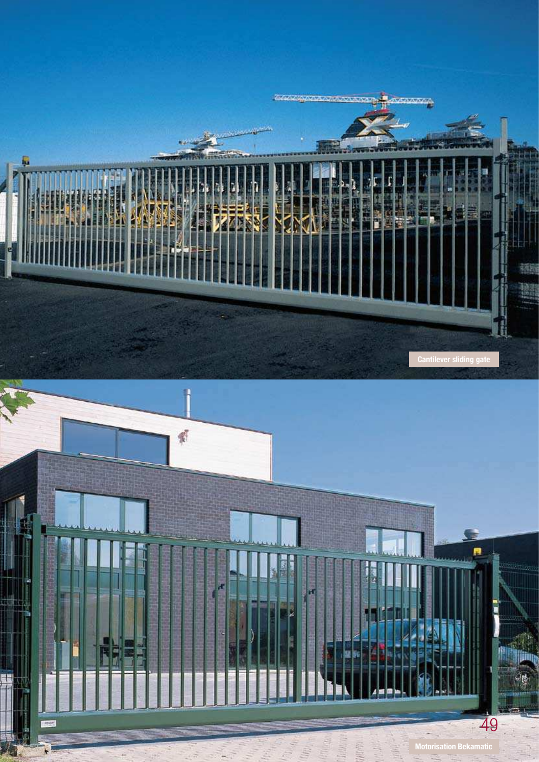Cantilever sliding gate

Motorisation Bekamatic